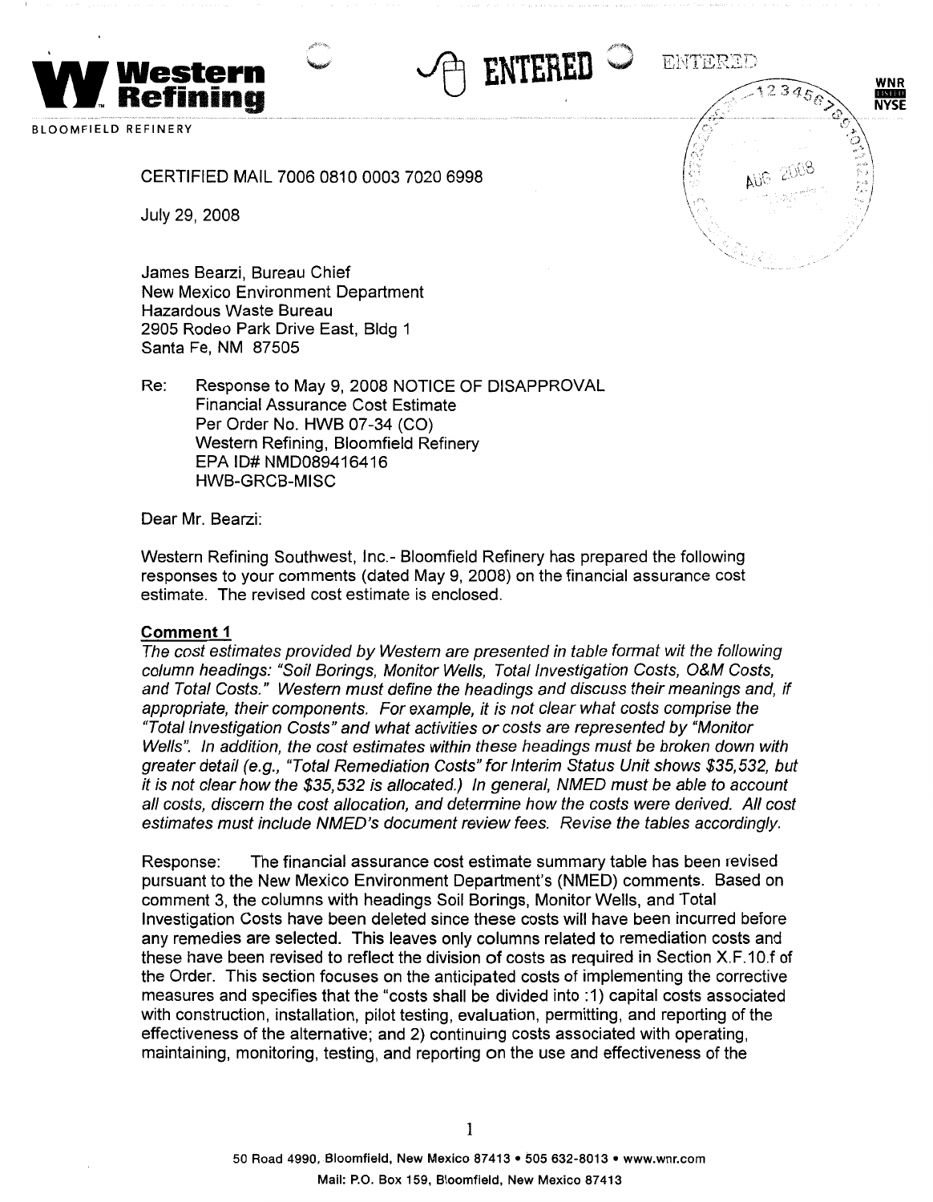**Western Refining**

BLOOMFIELD REFINERY

ENTERED

CERTIFIED MAIL 7006 0810 0003 7020 6998

July 29, 2008

James Bearzi, Bureau Chief
New Mexico Environment Department
Hazardous Waste Bureau
2905 Rodeo Park Drive East, Bldg 1
Santa Fe, NM 87505

Re: Response to May 9, 2008 NOTICE OF DISAPPROVAL
Financial Assurance Cost Estimate
Per Order No. HWB 07-34 (CO)
Western Refining, Bloomfield Refinery
EPA ID# NMD089416416
HWB-GRCB-MISC

Dear Mr. Bearzi:

Western Refining Southwest, Inc.- Bloomfield Refinery has prepared the following responses to your comments (dated May 9, 2008) on the financial assurance cost estimate. The revised cost estimate is enclosed.

**Comment 1**

*The cost estimates provided by Western are presented in table format wit the following column headings: "Soil Borings, Monitor Wells, Total Investigation Costs, O&M Costs, and Total Costs." Western must define the headings and discuss their meanings and, if appropriate, their components. For example, it is not clear what costs comprise the "Total Investigation Costs" and what activities or costs are represented by "Monitor Wells". In addition, the cost estimates within these headings must be broken down with greater detail (e.g., "Total Remediation Costs" for Interim Status Unit shows $35,532, but it is not clear how the $35,532 is allocated.) In general, NMED must be able to account all costs, discern the cost allocation, and determine how the costs were derived. All cost estimates must include NMED's document review fees. Revise the tables accordingly.*

Response: The financial assurance cost estimate summary table has been revised pursuant to the New Mexico Environment Department's (NMED) comments. Based on comment 3, the columns with headings Soil Borings, Monitor Wells, and Total Investigation Costs have been deleted since these costs will have been incurred before any remedies are selected. This leaves only columns related to remediation costs and these have been revised to reflect the division of costs as required in Section X.F.10.f of the Order. This section focuses on the anticipated costs of implementing the corrective measures and specifies that the "costs shall be divided into :1) capital costs associated with construction, installation, pilot testing, evaluation, permitting, and reporting of the effectiveness of the alternative; and 2) continuing costs associated with operating, maintaining, monitoring, testing, and reporting on the use and effectiveness of the

50 Road 4990, Bloomfield, New Mexico 87413 • 505 632-8013 • www.wnr.com
Mail: P.O. Box 159, Bloomfield, New Mexico 87413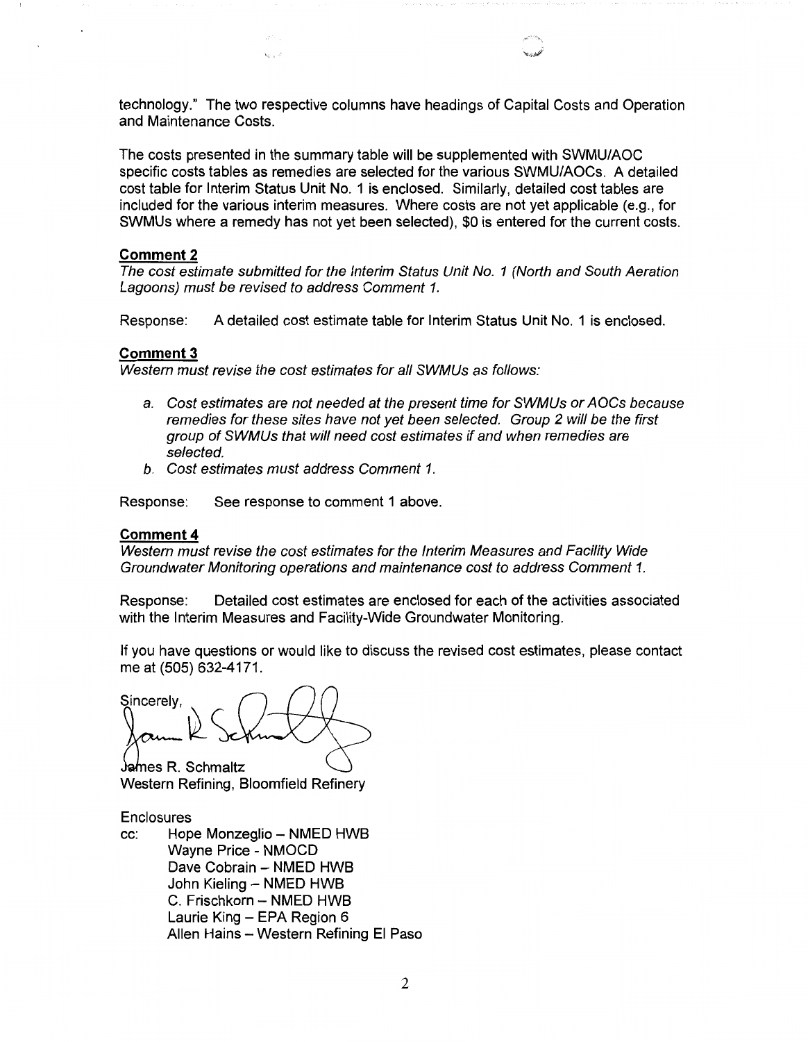technology." The two respective columns have headings of Capital Costs and Operation and Maintenance Costs.

The costs presented in the summary table will be supplemented with SWMU/AOC specific costs tables as remedies are selected for the various SWMU/AOCs. A detailed cost table for Interim Status Unit No. 1 is enclosed. Similarly, detailed cost tables are included for the various interim measures. Where costs are not yet applicable (e.g., for SWMUs where a remedy has not yet been selected), $0 is entered for the current costs.

**Comment 2**

*The cost estimate submitted for the Interim Status Unit No. 1 (North and South Aeration Lagoons) must be revised to address Comment 1.*

Response: A detailed cost estimate table for Interim Status Unit No. 1 is enclosed.

**Comment 3**

*Western must revise the cost estimates for all SWMUs as follows:*

a. *Cost estimates are not needed at the present time for SWMUs or AOCs because remedies for these sites have not yet been selected. Group 2 will be the first group of SWMUs that will need cost estimates if and when remedies are selected.*
b. *Cost estimates must address Comment 1.*

Response: See response to comment 1 above.

**Comment 4**

*Western must revise the cost estimates for the Interim Measures and Facility Wide Groundwater Monitoring operations and maintenance cost to address Comment 1.*

Response: Detailed cost estimates are enclosed for each of the activities associated with the Interim Measures and Facility-Wide Groundwater Monitoring.

If you have questions or would like to discuss the revised cost estimates, please contact me at (505) 632-4171.

Sincerely,

James R. Schmaltz
Western Refining, Bloomfield Refinery

Enclosures

cc: Hope Monzeglio – NMED HWB
Wayne Price - NMOCD
Dave Cobrain – NMED HWB
John Kieling – NMED HWB
C. Frischkorn – NMED HWB
Laurie King – EPA Region 6
Allen Hains – Western Refining El Paso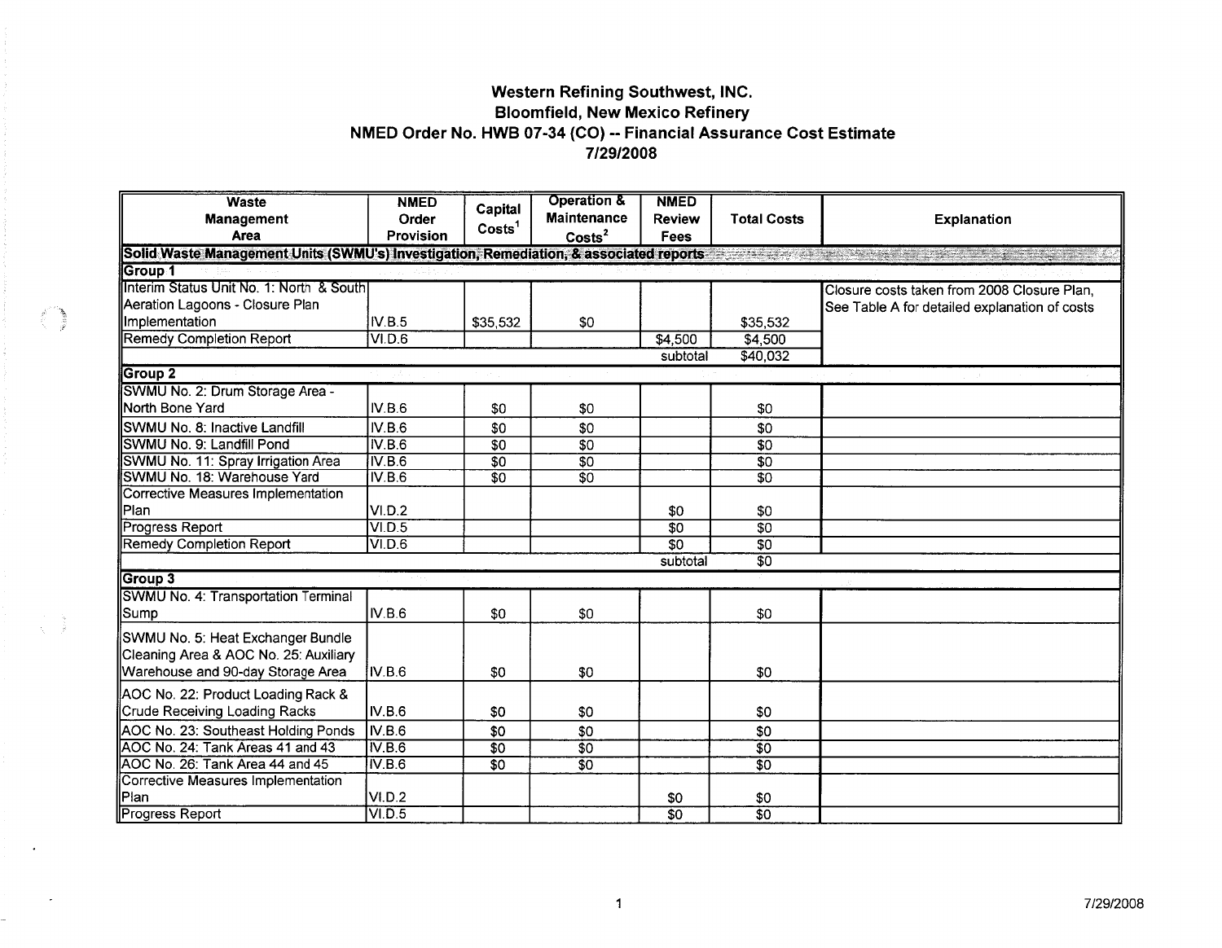# Western Refining Southwest, INC.
## Bloomfield, New Mexico Refinery
## NMED Order No. HWB 07-34 (CO) -- Financial Assurance Cost Estimate
## 7/29/2008

| Waste Management Area | NMED Order Provision | Capital Costs[1] | Operation & Maintenance Costs[2] | NMED Review Fees | Total Costs | Explanation |
|---|---|---|---|---|---|---|
| **Solid Waste Management Units (SWMU's) Investigation, Remediation, & associated reports** | | | | | | |
| **Group 1** | | | | | | |
| Interim Status Unit No. 1: North & South Aeration Lagoons - Closure Plan Implementation | IV.B.5 | $35,532 | $0 | | $35,532 | Closure costs taken from 2008 Closure Plan, See Table A for detailed explanation of costs |
| Remedy Completion Report | VI.D.6 | | | $4,500 | $4,500 | |
| | | | | subtotal | $40,032 | |
| **Group 2** | | | | | | |
| SWMU No. 2: Drum Storage Area - North Bone Yard | IV.B.6 | $0 | $0 | | $0 | |
| SWMU No. 8: Inactive Landfill | IV.B.6 | $0 | $0 | | $0 | |
| SWMU No. 9: Landfill Pond | IV.B.6 | $0 | $0 | | $0 | |
| SWMU No. 11: Spray Irrigation Area | IV.B.6 | $0 | $0 | | $0 | |
| SWMU No. 18: Warehouse Yard | IV.B.6 | $0 | $0 | | $0 | |
| Corrective Measures Implementation Plan | VI.D.2 | | | $0 | $0 | |
| Progress Report | VI.D.5 | | | $0 | $0 | |
| Remedy Completion Report | VI.D.6 | | | $0 | $0 | |
| | | | | subtotal | $0 | |
| **Group 3** | | | | | | |
| SWMU No. 4: Transportation Terminal Sump | IV.B.6 | $0 | $0 | | $0 | |
| SWMU No. 5: Heat Exchanger Bundle Cleaning Area & AOC No. 25: Auxiliary Warehouse and 90-day Storage Area | IV.B.6 | $0 | $0 | | $0 | |
| AOC No. 22: Product Loading Rack & Crude Receiving Loading Racks | IV.B.6 | $0 | $0 | | $0 | |
| AOC No. 23: Southeast Holding Ponds | IV.B.6 | $0 | $0 | | $0 | |
| AOC No. 24: Tank Areas 41 and 43 | IV.B.6 | $0 | $0 | | $0 | |
| AOC No. 26: Tank Area 44 and 45 | IV.B.6 | $0 | $0 | | $0 | |
| Corrective Measures Implementation Plan | VI.D.2 | | | $0 | $0 | |
| Progress Report | VI.D.5 | | | $0 | $0 | |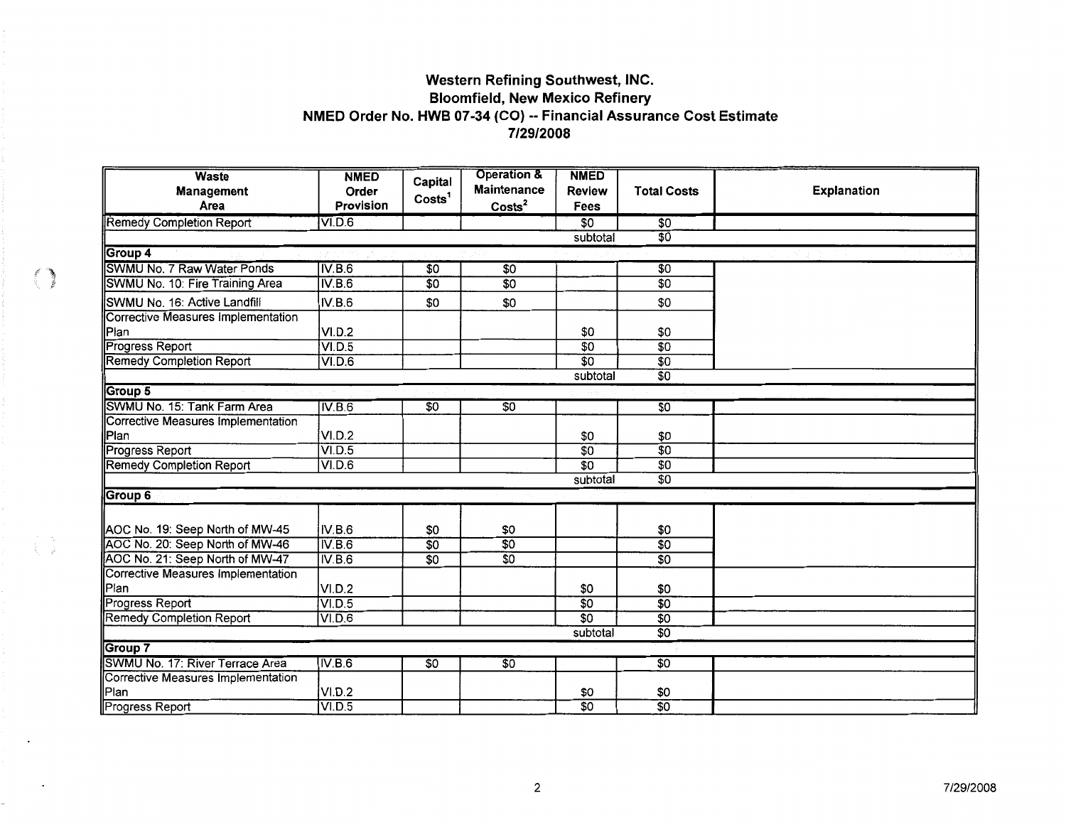# Western Refining Southwest, INC.
## Bloomfield, New Mexico Refinery
## NMED Order No. HWB 07-34 (CO) -- Financial Assurance Cost Estimate
## 7/29/2008

| Waste Management Area | NMED Order Provision | Capital Costs[1] | Operation & Maintenance Costs[2] | NMED Review Fees | Total Costs | Explanation |
|---|---|---|---|---|---|---|
| Remedy Completion Report | VI.D.6 | | | $0 | $0 | |
| | | | | subtotal | $0 | |
| **Group 4** | | | | | | |
| SWMU No. 7 Raw Water Ponds | IV.B.6 | $0 | $0 | | $0 | |
| SWMU No. 10: Fire Training Area | IV.B.6 | $0 | $0 | | $0 | |
| SWMU No. 16: Active Landfill | IV.B.6 | $0 | $0 | | $0 | |
| Corrective Measures Implementation Plan | VI.D.2 | | | $0 | $0 | |
| Progress Report | VI.D.5 | | | $0 | $0 | |
| Remedy Completion Report | VI.D.6 | | | $0 | $0 | |
| | | | | subtotal | $0 | |
| **Group 5** | | | | | | |
| SWMU No. 15: Tank Farm Area | IV.B.6 | $0 | $0 | | $0 | |
| Corrective Measures Implementation Plan | VI.D.2 | | | $0 | $0 | |
| Progress Report | VI.D.5 | | | $0 | $0 | |
| Remedy Completion Report | VI.D.6 | | | $0 | $0 | |
| | | | | subtotal | $0 | |
| **Group 6** | | | | | | |
| AOC No. 19: Seep North of MW-45 | IV.B.6 | $0 | $0 | | $0 | |
| AOC No. 20: Seep North of MW-46 | IV.B.6 | $0 | $0 | | $0 | |
| AOC No. 21: Seep North of MW-47 | IV.B.6 | $0 | $0 | | $0 | |
| Corrective Measures Implementation Plan | VI.D.2 | | | $0 | $0 | |
| Progress Report | VI.D.5 | | | $0 | $0 | |
| Remedy Completion Report | VI.D.6 | | | $0 | $0 | |
| | | | | subtotal | $0 | |
| **Group 7** | | | | | | |
| SWMU No. 17: River Terrace Area | IV.B.6 | $0 | $0 | | $0 | |
| Corrective Measures Implementation Plan | VI.D.2 | | | $0 | $0 | |
| Progress Report | VI.D.5 | | | $0 | $0 | |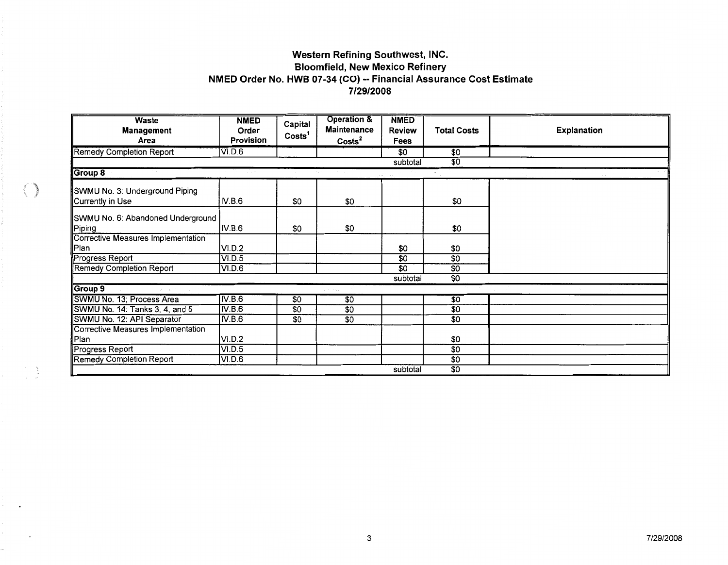# Western Refining Southwest, INC.
## Bloomfield, New Mexico Refinery
## NMED Order No. HWB 07-34 (CO) -- Financial Assurance Cost Estimate
## 7/29/2008

| Waste Management Area | NMED Order Provision | Capital Costs[1] | Operation & Maintenance Costs[2] | NMED Review Fees | Total Costs | Explanation |
|---|---|---|---|---|---|---|
| Remedy Completion Report | VI.D.6 | | | $0 | $0 | |
| | | | | subtotal | $0 | |
| **Group 8** | | | | | | |
| SWMU No. 3: Underground Piping Currently in Use | IV.B.6 | $0 | $0 | | $0 | |
| SWMU No. 6: Abandoned Underground Piping | IV.B.6 | $0 | $0 | | $0 | |
| Corrective Measures Implementation Plan | VI.D.2 | | | $0 | $0 | |
| Progress Report | VI.D.5 | | | $0 | $0 | |
| Remedy Completion Report | VI.D.6 | | | $0 | $0 | |
| | | | | subtotal | $0 | |
| **Group 9** | | | | | | |
| SWMU No. 13; Process Area | IV.B.6 | $0 | $0 | | $0 | |
| SWMU No. 14: Tanks 3, 4, and 5 | IV.B.6 | $0 | $0 | | $0 | |
| SWMU No. 12: API Separator | IV.B.6 | $0 | $0 | | $0 | |
| Corrective Measures Implementation Plan | VI.D.2 | | | | $0 | |
| Progress Report | VI.D.5 | | | | $0 | |
| Remedy Completion Report | VI.D.6 | | | | $0 | |
| | | | | subtotal | $0 | |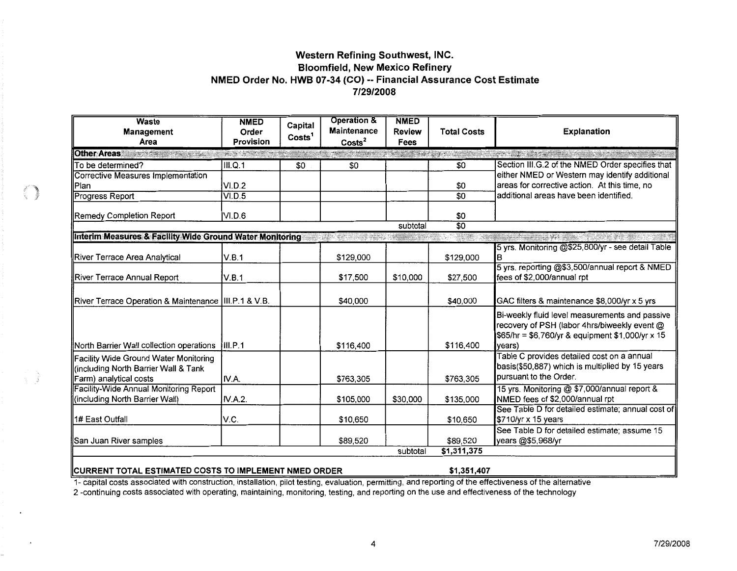**Western Refining Southwest, INC.**
**Bloomfield, New Mexico Refinery**
**NMED Order No. HWB 07-34 (CO) -- Financial Assurance Cost Estimate**
**7/29/2008**

| Waste Management Area | NMED Order Provision | Capital Costs[1] | Operation & Maintenance Costs[2] | NMED Review Fees | Total Costs | Explanation |
|---|---|---|---|---|---|---|
| **Other Areas** | | | | | | |
| To be determined? | III.Q.1 | $0 | $0 | | $0 | Section III.G.2 of the NMED Order specifies that either NMED or Western may identify additional areas for corrective action. At this time, no additional areas have been identified. |
| Corrective Measures Implementation Plan | VI.D.2 | | | | $0 | |
| Progress Report | VI.D.5 | | | | $0 | |
| Remedy Completion Report | VI.D.6 | | | | $0 | |
| | | | | subtotal | $0 | |
| **Interim Measures & Facility Wide Ground Water Monitoring** | | | | | | |
| River Terrace Area Analytical | V.B.1 | | $129,000 | | $129,000 | 5 yrs. Monitoring @$25,800/yr - see detail Table B |
| River Terrace Annual Report | V.B.1 | | $17,500 | $10,000 | $27,500 | 5 yrs. reporting @$3,500/annual report & NMED fees of $2,000/annual rpt |
| River Terrace Operation & Maintenance | III.P.1 & V.B. | | $40,000 | | $40,000 | GAC filters & maintenance $8,000/yr x 5 yrs |
| North Barrier Wall collection operations | III.P.1 | | $116,400 | | $116,400 | Bi-weekly fluid level measurements and passive recovery of PSH (labor 4hrs/biweekly event @ $65/hr = $6,760/yr & equipment $1,000/yr x 15 years) |
| Facility Wide Ground Water Monitoring (including North Barrier Wall & Tank Farm) analytical costs | IV.A. | | $763,305 | | $763,305 | Table C provides detailed cost on a annual basis($50,887) which is multiplied by 15 years pursuant to the Order. |
| Facility-Wide Annual Monitoring Report (including North Barrier Wall) | IV.A.2. | | $105,000 | $30,000 | $135,000 | 15 yrs. Monitoring @ $7,000/annual report & NMED fees of $2,000/annual rpt |
| 1# East Outfall | V.C. | | $10,650 | | $10,650 | See Table D for detailed estimate; annual cost of $710/yr x 15 years |
| San Juan River samples | | | $89,520 | | $89,520 | See Table D for detailed estimate; assume 15 years @$5,968/yr |
| | | | | subtotal | $1,311,375 | |
| **CURRENT TOTAL ESTIMATED COSTS TO IMPLEMENT NMED ORDER** | | | | | $1,351,407 | |

1- capital costs associated with construction, installation, pilot testing, evaluation, permitting, and reporting of the effectiveness of the alternative

2 -continuing costs associated with operating, maintaining, monitoring, testing, and reporting on the use and effectiveness of the technology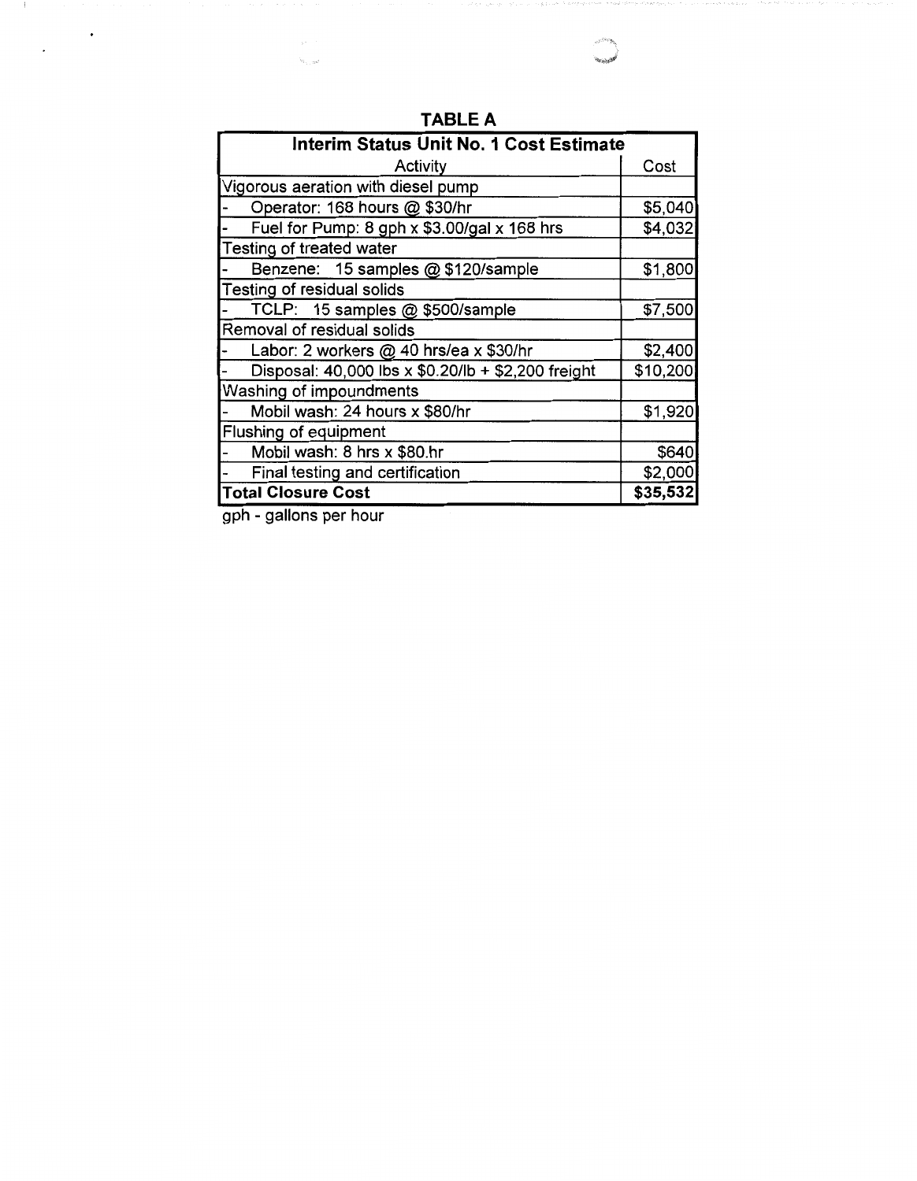# TABLE A

| Interim Status Unit No. 1 Cost Estimate | |
|---|---|
| Activity | Cost |
| Vigorous aeration with diesel pump | |
| - Operator: 168 hours @ $30/hr | $5,040 |
| - Fuel for Pump: 8 gph x $3.00/gal x 168 hrs | $4,032 |
| Testing of treated water | |
| - Benzene: 15 samples @ $120/sample | $1,800 |
| Testing of residual solids | |
| - TCLP: 15 samples @ $500/sample | $7,500 |
| Removal of residual solids | |
| - Labor: 2 workers @ 40 hrs/ea x $30/hr | $2,400 |
| - Disposal: 40,000 lbs x $0.20/lb + $2,200 freight | $10,200 |
| Washing of impoundments | |
| - Mobil wash: 24 hours x $80/hr | $1,920 |
| Flushing of equipment | |
| - Mobil wash: 8 hrs x $80.hr | $640 |
| - Final testing and certification | $2,000 |
| **Total Closure Cost** | **$35,532** |

gph - gallons per hour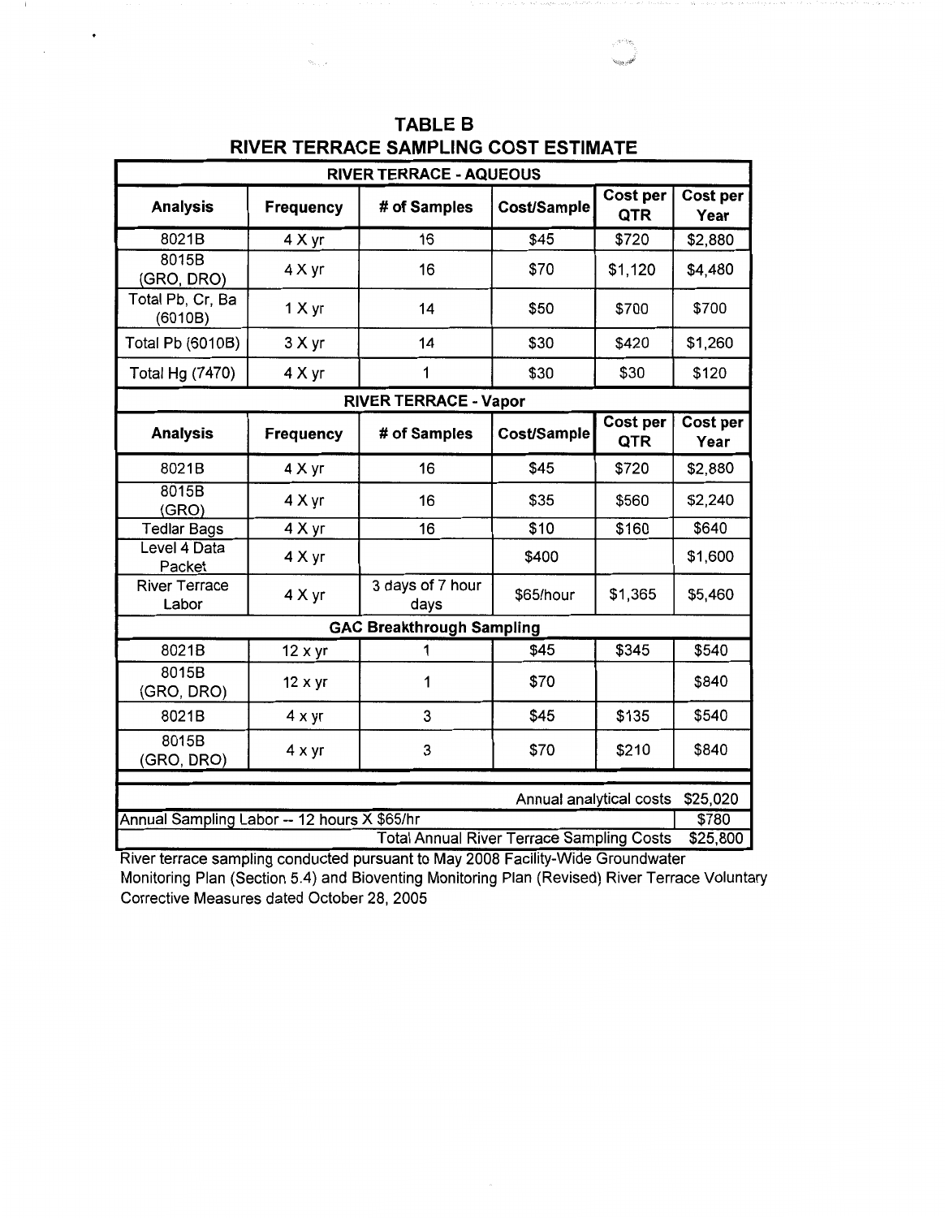## TABLE B
## RIVER TERRACE SAMPLING COST ESTIMATE

| RIVER TERRACE - AQUEOUS | | | | | |
|---|---|---|---|---|---|
| **Analysis** | **Frequency** | **# of Samples** | **Cost/Sample** | **Cost per QTR** | **Cost per Year** |
| 8021B | 4 X yr | 16 | $45 | $720 | $2,880 |
| 8015B (GRO, DRO) | 4 X yr | 16 | $70 | $1,120 | $4,480 |
| Total Pb, Cr, Ba (6010B) | 1 X yr | 14 | $50 | $700 | $700 |
| Total Pb (6010B) | 3 X yr | 14 | $30 | $420 | $1,260 |
| Total Hg (7470) | 4 X yr | 1 | $30 | $30 | $120 |
| **RIVER TERRACE - Vapor** | | | | | |
| **Analysis** | **Frequency** | **# of Samples** | **Cost/Sample** | **Cost per QTR** | **Cost per Year** |
| 8021B | 4 X yr | 16 | $45 | $720 | $2,880 |
| 8015B (GRO) | 4 X yr | 16 | $35 | $560 | $2,240 |
| Tedlar Bags | 4 X yr | 16 | $10 | $160 | $640 |
| Level 4 Data Packet | 4 X yr | | $400 | | $1,600 |
| River Terrace Labor | 4 X yr | 3 days of 7 hour days | $65/hour | $1,365 | $5,460 |
| **GAC Breakthrough Sampling** | | | | | |
| 8021B | 12 x yr | 1 | $45 | $345 | $540 |
| 8015B (GRO, DRO) | 12 x yr | 1 | $70 | | $840 |
| 8021B | 4 x yr | 3 | $45 | $135 | $540 |
| 8015B (GRO, DRO) | 4 x yr | 3 | $70 | $210 | $840 |
| | | | | Annual analytical costs | $25,020 |
| Annual Sampling Labor -- 12 hours X $65/hr | | | | | $780 |
| | | | | Total Annual River Terrace Sampling Costs | $25,800 |

River terrace sampling conducted pursuant to May 2008 Facility-Wide Groundwater Monitoring Plan (Section 5.4) and Bioventing Monitoring Plan (Revised) River Terrace Voluntary Corrective Measures dated October 28, 2005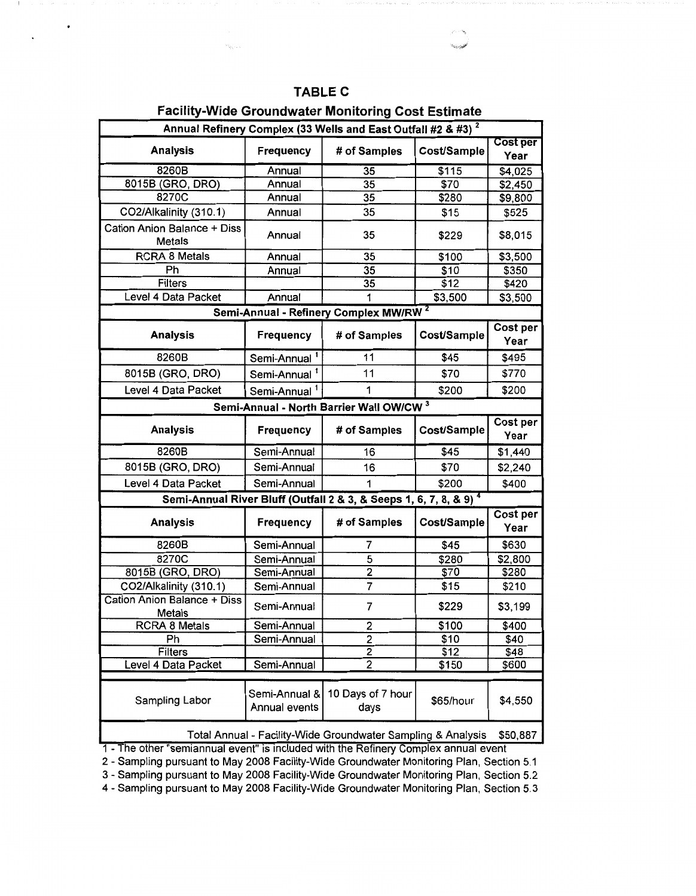# TABLE C

## Facility-Wide Groundwater Monitoring Cost Estimate

| Analysis | Frequency | # of Samples | Cost/Sample | Cost per Year |
|---|---|---|---|---|
| **Annual Refinery Complex (33 Wells and East Outfall #2 & #3) [2]** | | | | |
| **Analysis** | **Frequency** | **# of Samples** | **Cost/Sample** | **Cost per Year** |
| 8260B | Annual | 35 | $115 | $4,025 |
| 8015B (GRO, DRO) | Annual | 35 | $70 | $2,450 |
| 8270C | Annual | 35 | $280 | $9,800 |
| CO2/Alkalinity (310.1) | Annual | 35 | $15 | $525 |
| Cation Anion Balance + Diss Metals | Annual | 35 | $229 | $8,015 |
| RCRA 8 Metals | Annual | 35 | $100 | $3,500 |
| Ph | Annual | 35 | $10 | $350 |
| Filters | | 35 | $12 | $420 |
| Level 4 Data Packet | Annual | 1 | $3,500 | $3,500 |
| **Semi-Annual - Refinery Complex MW/RW [2]** | | | | |
| **Analysis** | **Frequency** | **# of Samples** | **Cost/Sample** | **Cost per Year** |
| 8260B | Semi-Annual [1] | 11 | $45 | $495 |
| 8015B (GRO, DRO) | Semi-Annual [1] | 11 | $70 | $770 |
| Level 4 Data Packet | Semi-Annual [1] | 1 | $200 | $200 |
| **Semi-Annual - North Barrier Wall OW/CW [3]** | | | | |
| **Analysis** | **Frequency** | **# of Samples** | **Cost/Sample** | **Cost per Year** |
| 8260B | Semi-Annual | 16 | $45 | $1,440 |
| 8015B (GRO, DRO) | Semi-Annual | 16 | $70 | $2,240 |
| Level 4 Data Packet | Semi-Annual | 1 | $200 | $400 |
| **Semi-Annual River Bluff (Outfall 2 & 3, & Seeps 1, 6, 7, 8, & 9) [4]** | | | | |
| **Analysis** | **Frequency** | **# of Samples** | **Cost/Sample** | **Cost per Year** |
| 8260B | Semi-Annual | 7 | $45 | $630 |
| 8270C | Semi-Annual | 5 | $280 | $2,800 |
| 8015B (GRO, DRO) | Semi-Annual | 2 | $70 | $280 |
| CO2/Alkalinity (310.1) | Semi-Annual | 7 | $15 | $210 |
| Cation Anion Balance + Diss Metals | Semi-Annual | 7 | $229 | $3,199 |
| RCRA 8 Metals | Semi-Annual | 2 | $100 | $400 |
| Ph | Semi-Annual | 2 | $10 | $40 |
| Filters | | 2 | $12 | $48 |
| Level 4 Data Packet | Semi-Annual | 2 | $150 | $600 |
| Sampling Labor | Semi-Annual & Annual events | 10 Days of 7 hour days | $65/hour | $4,550 |
| **Total Annual - Facility-Wide Groundwater Sampling & Analysis** | | | | $50,887 |

1 - The other "semiannual event" is included with the Refinery Complex annual event

2 - Sampling pursuant to May 2008 Facility-Wide Groundwater Monitoring Plan, Section 5.1

3 - Sampling pursuant to May 2008 Facility-Wide Groundwater Monitoring Plan, Section 5.2

4 - Sampling pursuant to May 2008 Facility-Wide Groundwater Monitoring Plan, Section 5.3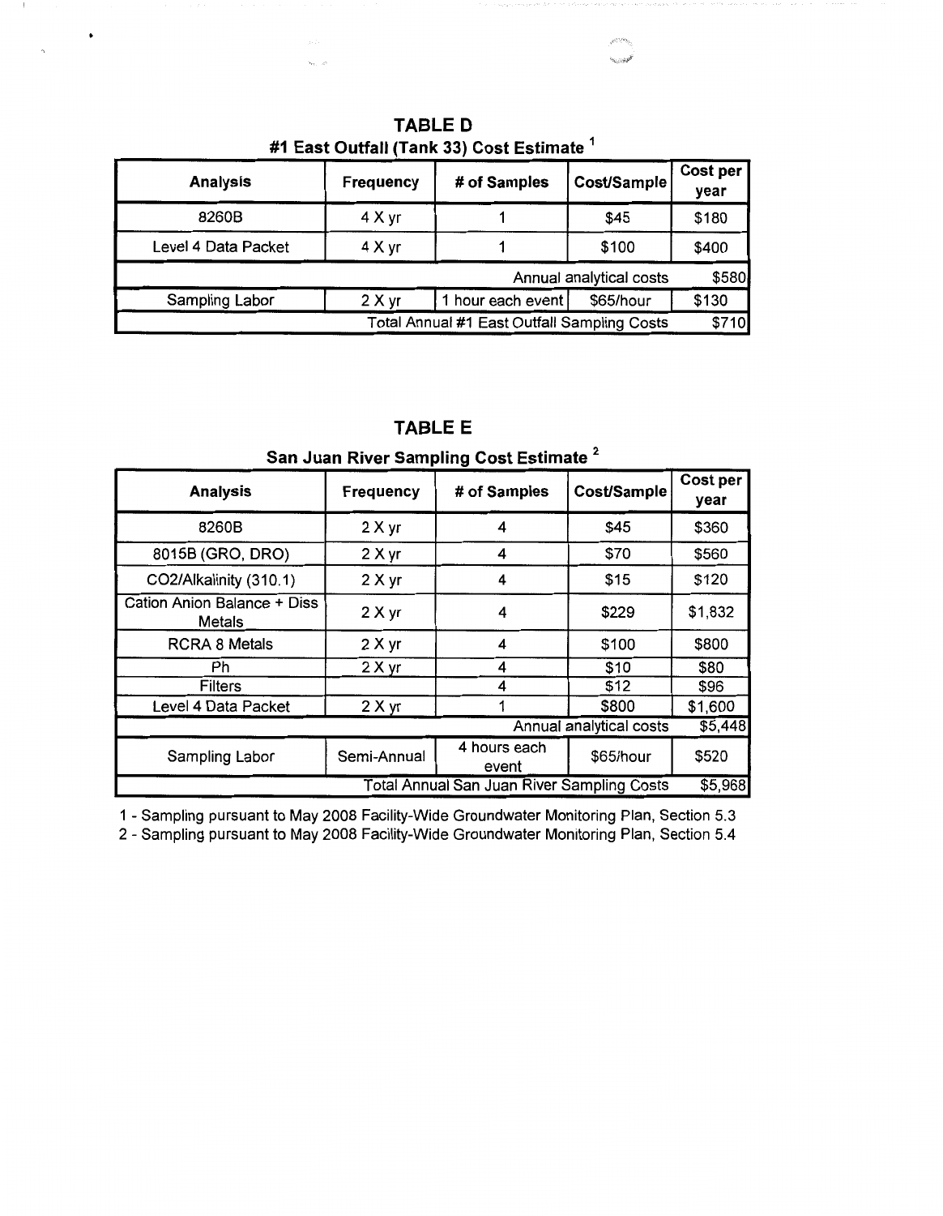**TABLE D**

**#1 East Outfall (Tank 33) Cost Estimate [1]**

| Analysis | Frequency | # of Samples | Cost/Sample | Cost per year |
|---|---|---|---|---|
| 8260B | 4 X yr | 1 | $45 | $180 |
| Level 4 Data Packet | 4 X yr | 1 | $100 | $400 |
| | | | Annual analytical costs | $580 |
| Sampling Labor | 2 X yr | 1 hour each event | $65/hour | $130 |
| | | | Total Annual #1 East Outfall Sampling Costs | $710 |

**TABLE E**

**San Juan River Sampling Cost Estimate [2]**

| Analysis | Frequency | # of Samples | Cost/Sample | Cost per year |
|---|---|---|---|---|
| 8260B | 2 X yr | 4 | $45 | $360 |
| 8015B (GRO, DRO) | 2 X yr | 4 | $70 | $560 |
| CO2/Alkalinity (310.1) | 2 X yr | 4 | $15 | $120 |
| Cation Anion Balance + Diss Metals | 2 X yr | 4 | $229 | $1,832 |
| RCRA 8 Metals | 2 X yr | 4 | $100 | $800 |
| Ph | 2 X yr | 4 | $10 | $80 |
| Filters | | 4 | $12 | $96 |
| Level 4 Data Packet | 2 X yr | 1 | $800 | $1,600 |
| | | | Annual analytical costs | $5,448 |
| Sampling Labor | Semi-Annual | 4 hours each event | $65/hour | $520 |
| | | | Total Annual San Juan River Sampling Costs | $5,968 |

1 - Sampling pursuant to May 2008 Facility-Wide Groundwater Monitoring Plan, Section 5.3

2 - Sampling pursuant to May 2008 Facility-Wide Groundwater Monitoring Plan, Section 5.4